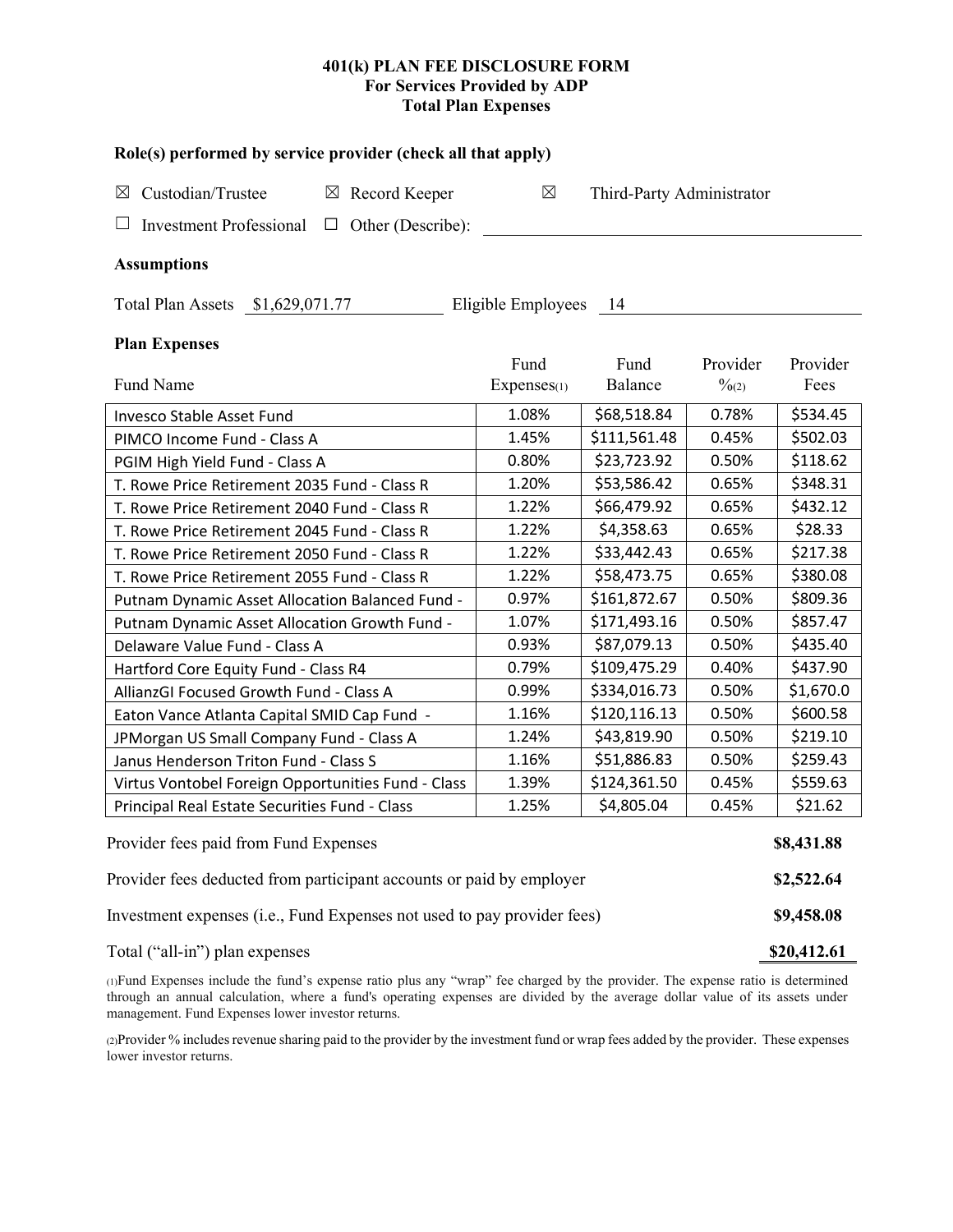# 401(k) PLAN FEE DISCLOSURE FORM
## For Services Provided by ADP
## Total Plan Expenses

**Role(s) performed by service provider (check all that apply)**

☒ Custodian/Trustee ☒ Record Keeper ☒ Third-Party Administrator

☐ Investment Professional ☐ Other (Describe): ____________________

**Assumptions**

Total Plan Assets $1,629,071.77 Eligible Employees 14

**Plan Expenses**

| Fund Name | Fund Expenses(1) | Fund Balance | Provider %(2) | Provider Fees |
|---|---|---|---|---|
| Invesco Stable Asset Fund | 1.08% | $68,518.84 | 0.78% | $534.45 |
| PIMCO Income Fund - Class A | 1.45% | $111,561.48 | 0.45% | $502.03 |
| PGIM High Yield Fund - Class A | 0.80% | $23,723.92 | 0.50% | $118.62 |
| T. Rowe Price Retirement 2035 Fund - Class R | 1.20% | $53,586.42 | 0.65% | $348.31 |
| T. Rowe Price Retirement 2040 Fund - Class R | 1.22% | $66,479.92 | 0.65% | $432.12 |
| T. Rowe Price Retirement 2045 Fund - Class R | 1.22% | $4,358.63 | 0.65% | $28.33 |
| T. Rowe Price Retirement 2050 Fund - Class R | 1.22% | $33,442.43 | 0.65% | $217.38 |
| T. Rowe Price Retirement 2055 Fund - Class R | 1.22% | $58,473.75 | 0.65% | $380.08 |
| Putnam Dynamic Asset Allocation Balanced Fund - | 0.97% | $161,872.67 | 0.50% | $809.36 |
| Putnam Dynamic Asset Allocation Growth Fund - | 1.07% | $171,493.16 | 0.50% | $857.47 |
| Delaware Value Fund - Class A | 0.93% | $87,079.13 | 0.50% | $435.40 |
| Hartford Core Equity Fund - Class R4 | 0.79% | $109,475.29 | 0.40% | $437.90 |
| AllianzGI Focused Growth Fund - Class A | 0.99% | $334,016.73 | 0.50% | $1,670.0 |
| Eaton Vance Atlanta Capital SMID Cap Fund - | 1.16% | $120,116.13 | 0.50% | $600.58 |
| JPMorgan US Small Company Fund - Class A | 1.24% | $43,819.90 | 0.50% | $219.10 |
| Janus Henderson Triton Fund - Class S | 1.16% | $51,886.83 | 0.50% | $259.43 |
| Virtus Vontobel Foreign Opportunities Fund - Class | 1.39% | $124,361.50 | 0.45% | $559.63 |
| Principal Real Estate Securities Fund - Class | 1.25% | $4,805.04 | 0.45% | $21.62 |

| | |
|---|---|
| Provider fees paid from Fund Expenses | **$8,431.88** |
| Provider fees deducted from participant accounts or paid by employer | **$2,522.64** |
| Investment expenses (i.e., Fund Expenses not used to pay provider fees) | **$9,458.08** |
| Total ("all-in") plan expenses | **$20,412.61** |

(1)Fund Expenses include the fund's expense ratio plus any "wrap" fee charged by the provider. The expense ratio is determined through an annual calculation, where a fund's operating expenses are divided by the average dollar value of its assets under management. Fund Expenses lower investor returns.

(2)Provider % includes revenue sharing paid to the provider by the investment fund or wrap fees added by the provider. These expenses lower investor returns.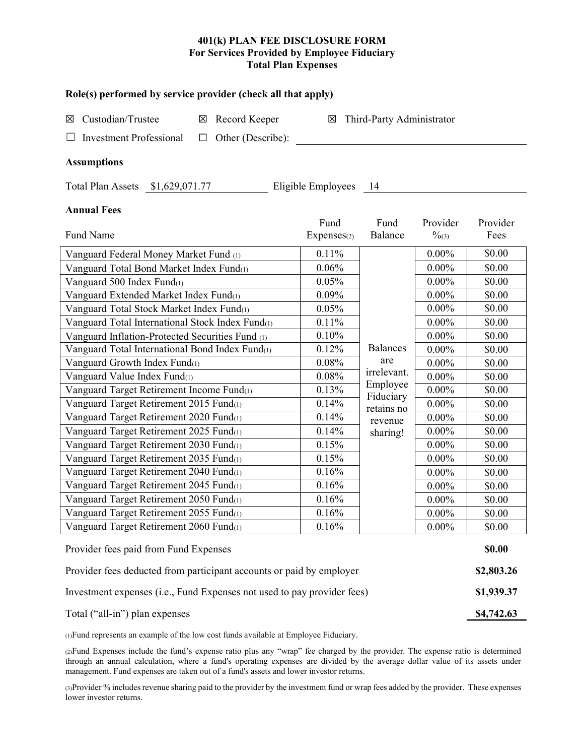**401(k) PLAN FEE DISCLOSURE FORM**
**For Services Provided by Employee Fiduciary**
**Total Plan Expenses**

**Role(s) performed by service provider (check all that apply)**

☒ Custodian/Trustee ☒ Record Keeper ☒ Third-Party Administrator

☐ Investment Professional ☐ Other (Describe): \_\_\_\_\_\_\_\_\_\_

**Assumptions**

Total Plan Assets $1,629,071.77 Eligible Employees 14

**Annual Fees**

| Fund Name | Fund Expenses(2) | Fund Balance | Provider %(3) | Provider Fees |
|---|---|---|---|---|
| Vanguard Federal Money Market Fund (1) | 0.11% | Balances are irrelevant. Employee Fiduciary retains no revenue sharing! | 0.00% | $0.00 |
| Vanguard Total Bond Market Index Fund(1) | 0.06% | | 0.00% | $0.00 |
| Vanguard 500 Index Fund(1) | 0.05% | | 0.00% | $0.00 |
| Vanguard Extended Market Index Fund(1) | 0.09% | | 0.00% | $0.00 |
| Vanguard Total Stock Market Index Fund(1) | 0.05% | | 0.00% | $0.00 |
| Vanguard Total International Stock Index Fund(1) | 0.11% | | 0.00% | $0.00 |
| Vanguard Inflation-Protected Securities Fund (1) | 0.10% | | 0.00% | $0.00 |
| Vanguard Total International Bond Index Fund(1) | 0.12% | | 0.00% | $0.00 |
| Vanguard Growth Index Fund(1) | 0.08% | | 0.00% | $0.00 |
| Vanguard Value Index Fund(1) | 0.08% | | 0.00% | $0.00 |
| Vanguard Target Retirement Income Fund(1) | 0.13% | | 0.00% | $0.00 |
| Vanguard Target Retirement 2015 Fund(1) | 0.14% | | 0.00% | $0.00 |
| Vanguard Target Retirement 2020 Fund(1) | 0.14% | | 0.00% | $0.00 |
| Vanguard Target Retirement 2025 Fund(1) | 0.14% | | 0.00% | $0.00 |
| Vanguard Target Retirement 2030 Fund(1) | 0.15% | | 0.00% | $0.00 |
| Vanguard Target Retirement 2035 Fund(1) | 0.15% | | 0.00% | $0.00 |
| Vanguard Target Retirement 2040 Fund(1) | 0.16% | | 0.00% | $0.00 |
| Vanguard Target Retirement 2045 Fund(1) | 0.16% | | 0.00% | $0.00 |
| Vanguard Target Retirement 2050 Fund(1) | 0.16% | | 0.00% | $0.00 |
| Vanguard Target Retirement 2055 Fund(1) | 0.16% | | 0.00% | $0.00 |
| Vanguard Target Retirement 2060 Fund(1) | 0.16% | | 0.00% | $0.00 |

| | |
|---|---|
| Provider fees paid from Fund Expenses | **$0.00** |
| Provider fees deducted from participant accounts or paid by employer | **$2,803.26** |
| Investment expenses (i.e., Fund Expenses not used to pay provider fees) | **$1,939.37** |
| Total ("all-in") plan expenses | **$4,742.63** |

(1)Fund represents an example of the low cost funds available at Employee Fiduciary.

(2)Fund Expenses include the fund's expense ratio plus any "wrap" fee charged by the provider. The expense ratio is determined through an annual calculation, where a fund's operating expenses are divided by the average dollar value of its assets under management. Fund expenses are taken out of a fund's assets and lower investor returns.

(3)Provider % includes revenue sharing paid to the provider by the investment fund or wrap fees added by the provider. These expenses lower investor returns.